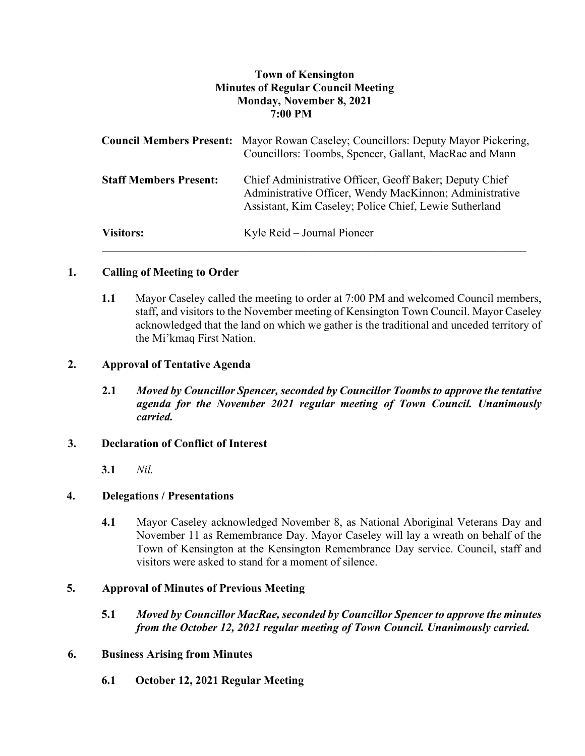**Town of Kensington**
**Minutes of Regular Council Meeting**
**Monday, November 8, 2021**
**7:00 PM**

| | |
|---|---|
| **Council Members Present:** | Mayor Rowan Caseley; Councillors: Deputy Mayor Pickering, Councillors: Toombs, Spencer, Gallant, MacRae and Mann |
| **Staff Members Present:** | Chief Administrative Officer, Geoff Baker; Deputy Chief Administrative Officer, Wendy MacKinnon; Administrative Assistant, Kim Caseley; Police Chief, Lewie Sutherland |
| **Visitors:** | Kyle Reid – Journal Pioneer |

---

## 1. Calling of Meeting to Order

**1.1** Mayor Caseley called the meeting to order at 7:00 PM and welcomed Council members, staff, and visitors to the November meeting of Kensington Town Council. Mayor Caseley acknowledged that the land on which we gather is the traditional and unceded territory of the Mi'kmaq First Nation.

## 2. Approval of Tentative Agenda

**2.1** ***Moved by Councillor Spencer, seconded by Councillor Toombs to approve the tentative agenda for the November 2021 regular meeting of Town Council. Unanimously carried.***

## 3. Declaration of Conflict of Interest

**3.1** *Nil.*

## 4. Delegations / Presentations

**4.1** Mayor Caseley acknowledged November 8, as National Aboriginal Veterans Day and November 11 as Remembrance Day. Mayor Caseley will lay a wreath on behalf of the Town of Kensington at the Kensington Remembrance Day service. Council, staff and visitors were asked to stand for a moment of silence.

## 5. Approval of Minutes of Previous Meeting

**5.1** ***Moved by Councillor MacRae, seconded by Councillor Spencer to approve the minutes from the October 12, 2021 regular meeting of Town Council. Unanimously carried.***

## 6. Business Arising from Minutes

**6.1 October 12, 2021 Regular Meeting**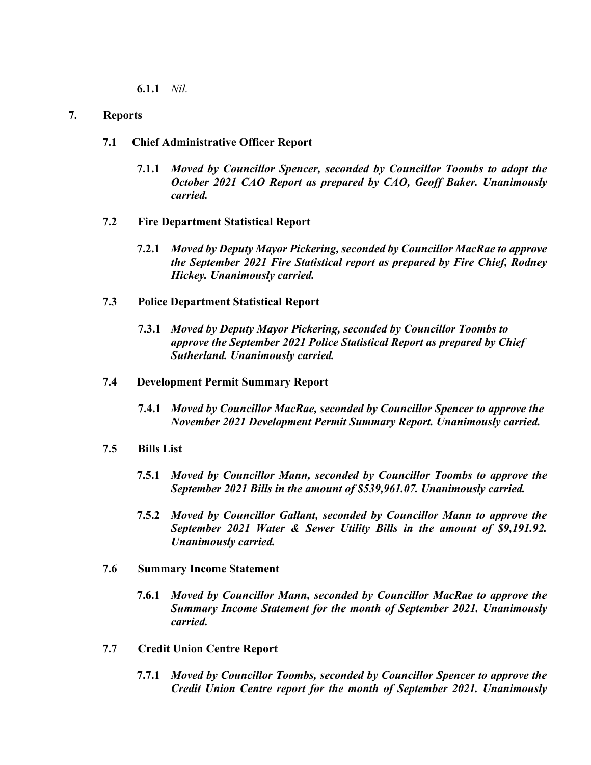**6.1.1** *Nil.*

## 7. Reports

### 7.1 Chief Administrative Officer Report

**7.1.1** ***Moved by Councillor Spencer, seconded by Councillor Toombs to adopt the October 2021 CAO Report as prepared by CAO, Geoff Baker. Unanimously carried.***

### 7.2 Fire Department Statistical Report

**7.2.1** ***Moved by Deputy Mayor Pickering, seconded by Councillor MacRae to approve the September 2021 Fire Statistical report as prepared by Fire Chief, Rodney Hickey. Unanimously carried.***

### 7.3 Police Department Statistical Report

**7.3.1** ***Moved by Deputy Mayor Pickering, seconded by Councillor Toombs to approve the September 2021 Police Statistical Report as prepared by Chief Sutherland. Unanimously carried.***

### 7.4 Development Permit Summary Report

**7.4.1** ***Moved by Councillor MacRae, seconded by Councillor Spencer to approve the November 2021 Development Permit Summary Report. Unanimously carried.***

### 7.5 Bills List

**7.5.1** ***Moved by Councillor Mann, seconded by Councillor Toombs to approve the September 2021 Bills in the amount of $539,961.07. Unanimously carried.***

**7.5.2** ***Moved by Councillor Gallant, seconded by Councillor Mann to approve the September 2021 Water & Sewer Utility Bills in the amount of $9,191.92. Unanimously carried.***

### 7.6 Summary Income Statement

**7.6.1** ***Moved by Councillor Mann, seconded by Councillor MacRae to approve the Summary Income Statement for the month of September 2021. Unanimously carried.***

### 7.7 Credit Union Centre Report

**7.7.1** ***Moved by Councillor Toombs, seconded by Councillor Spencer to approve the Credit Union Centre report for the month of September 2021. Unanimously***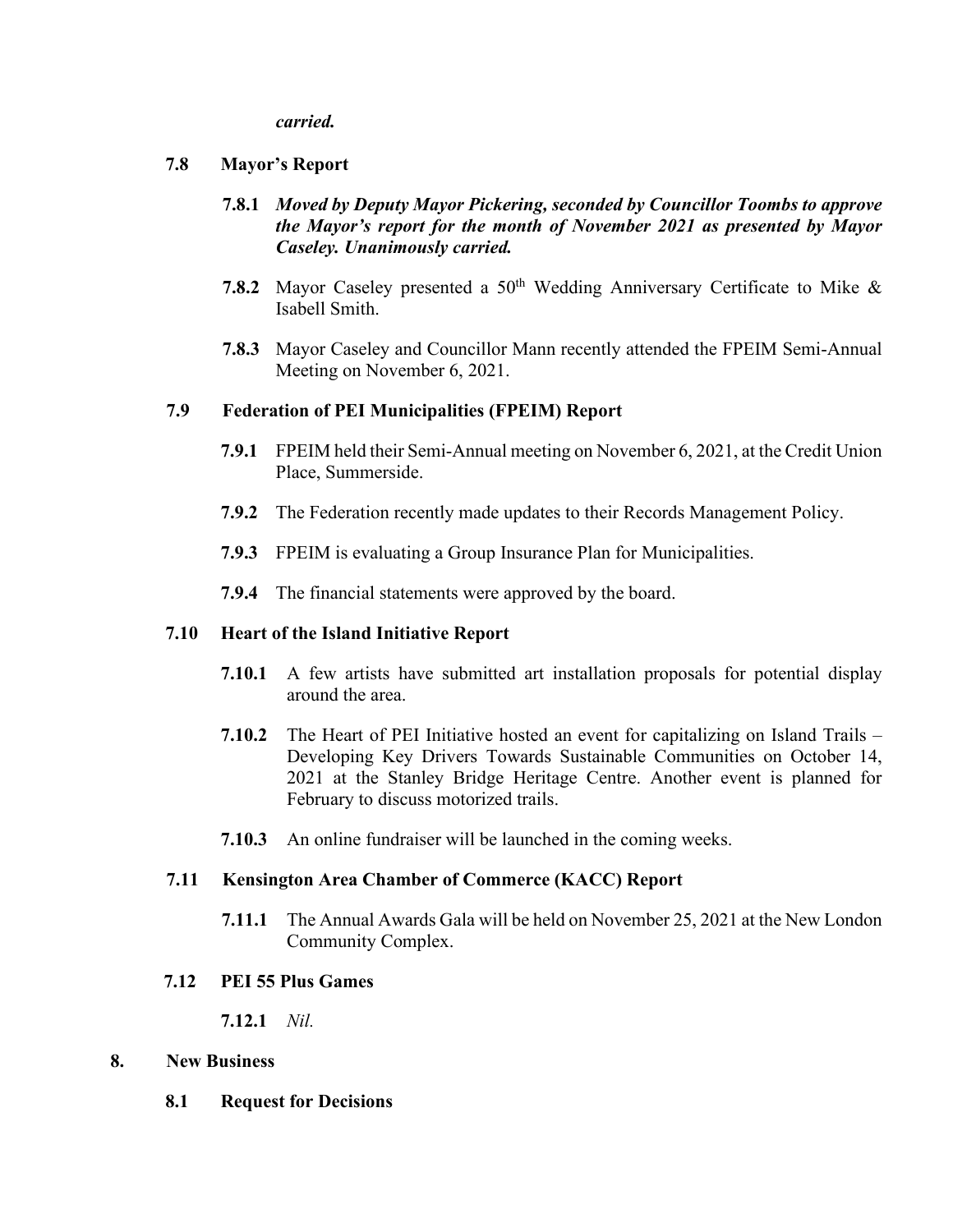***carried.***

**7.8 Mayor's Report**

**7.8.1** ***Moved by Deputy Mayor Pickering, seconded by Councillor Toombs to approve the Mayor's report for the month of November 2021 as presented by Mayor Caseley. Unanimously carried.***

**7.8.2** Mayor Caseley presented a 50th Wedding Anniversary Certificate to Mike & Isabell Smith.

**7.8.3** Mayor Caseley and Councillor Mann recently attended the FPEIM Semi-Annual Meeting on November 6, 2021.

**7.9 Federation of PEI Municipalities (FPEIM) Report**

**7.9.1** FPEIM held their Semi-Annual meeting on November 6, 2021, at the Credit Union Place, Summerside.

**7.9.2** The Federation recently made updates to their Records Management Policy.

**7.9.3** FPEIM is evaluating a Group Insurance Plan for Municipalities.

**7.9.4** The financial statements were approved by the board.

**7.10 Heart of the Island Initiative Report**

**7.10.1** A few artists have submitted art installation proposals for potential display around the area.

**7.10.2** The Heart of PEI Initiative hosted an event for capitalizing on Island Trails – Developing Key Drivers Towards Sustainable Communities on October 14, 2021 at the Stanley Bridge Heritage Centre. Another event is planned for February to discuss motorized trails.

**7.10.3** An online fundraiser will be launched in the coming weeks.

**7.11 Kensington Area Chamber of Commerce (KACC) Report**

**7.11.1** The Annual Awards Gala will be held on November 25, 2021 at the New London Community Complex.

**7.12 PEI 55 Plus Games**

**7.12.1** *Nil.*

**8. New Business**

**8.1 Request for Decisions**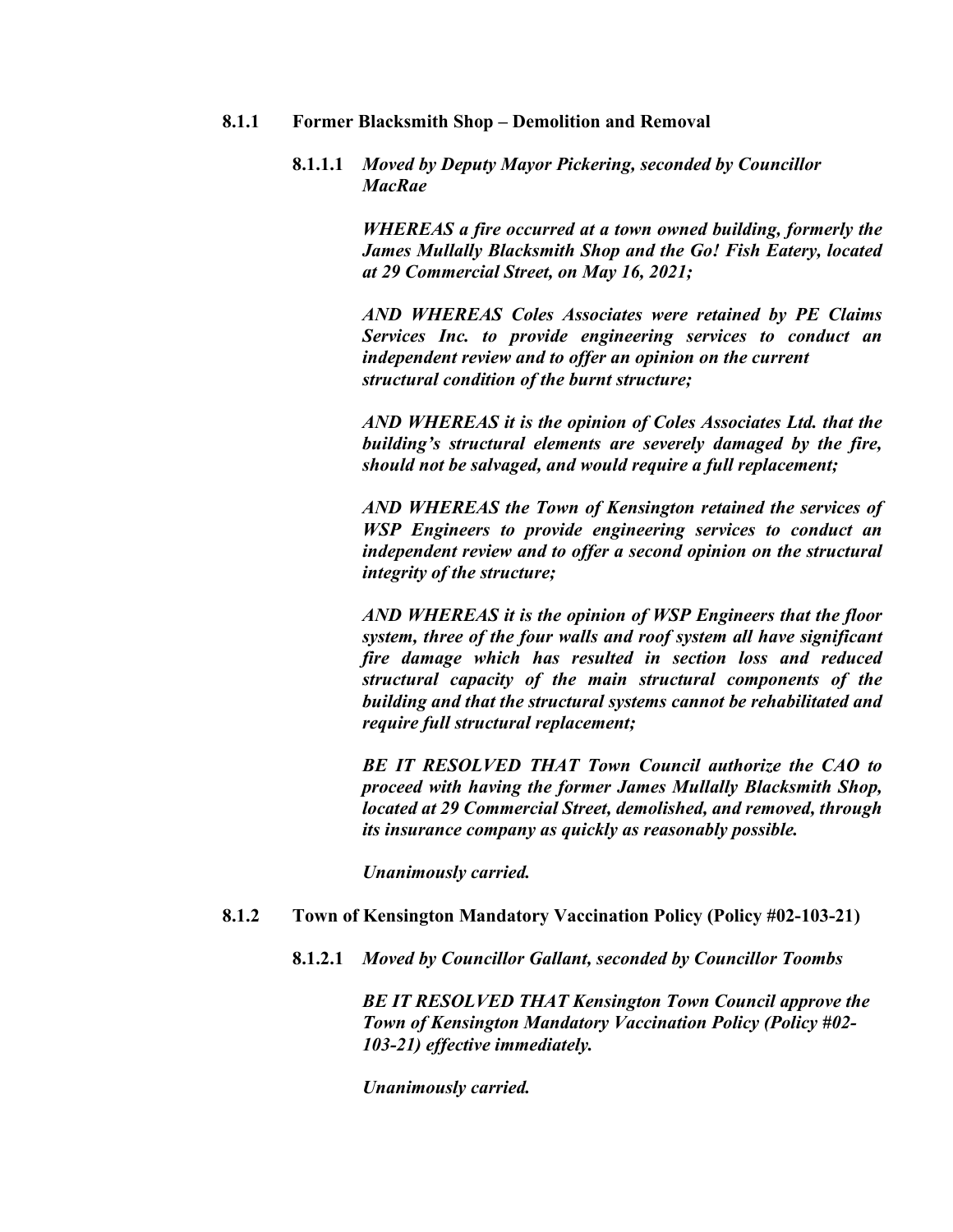**8.1.1 Former Blacksmith Shop – Demolition and Removal**

**8.1.1.1** ***Moved by Deputy Mayor Pickering, seconded by Councillor MacRae***

***WHEREAS a fire occurred at a town owned building, formerly the James Mullally Blacksmith Shop and the Go! Fish Eatery, located at 29 Commercial Street, on May 16, 2021;***

***AND WHEREAS Coles Associates were retained by PE Claims Services Inc. to provide engineering services to conduct an independent review and to offer an opinion on the current structural condition of the burnt structure;***

***AND WHEREAS it is the opinion of Coles Associates Ltd. that the building's structural elements are severely damaged by the fire, should not be salvaged, and would require a full replacement;***

***AND WHEREAS the Town of Kensington retained the services of WSP Engineers to provide engineering services to conduct an independent review and to offer a second opinion on the structural integrity of the structure;***

***AND WHEREAS it is the opinion of WSP Engineers that the floor system, three of the four walls and roof system all have significant fire damage which has resulted in section loss and reduced structural capacity of the main structural components of the building and that the structural systems cannot be rehabilitated and require full structural replacement;***

***BE IT RESOLVED THAT Town Council authorize the CAO to proceed with having the former James Mullally Blacksmith Shop, located at 29 Commercial Street, demolished, and removed, through its insurance company as quickly as reasonably possible.***

***Unanimously carried.***

**8.1.2 Town of Kensington Mandatory Vaccination Policy (Policy #02-103-21)**

**8.1.2.1** ***Moved by Councillor Gallant, seconded by Councillor Toombs***

***BE IT RESOLVED THAT Kensington Town Council approve the Town of Kensington Mandatory Vaccination Policy (Policy #02-103-21) effective immediately.***

***Unanimously carried.***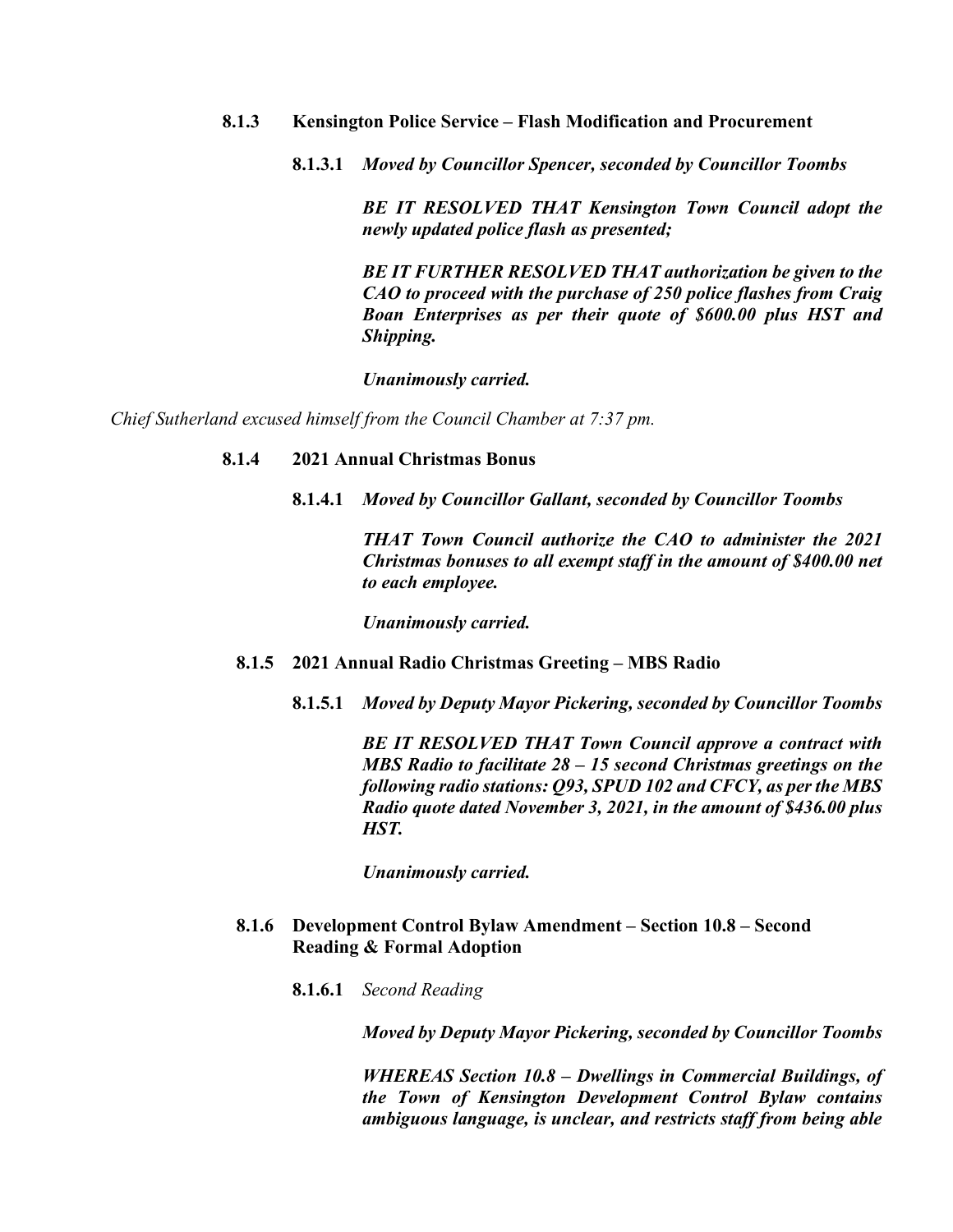**8.1.3 Kensington Police Service – Flash Modification and Procurement**

**8.1.3.1** *Moved by Councillor Spencer, seconded by Councillor Toombs*

***BE IT RESOLVED THAT Kensington Town Council adopt the newly updated police flash as presented;***

***BE IT FURTHER RESOLVED THAT authorization be given to the CAO to proceed with the purchase of 250 police flashes from Craig Boan Enterprises as per their quote of $600.00 plus HST and Shipping.***

***Unanimously carried.***

*Chief Sutherland excused himself from the Council Chamber at 7:37 pm.*

**8.1.4 2021 Annual Christmas Bonus**

**8.1.4.1** *Moved by Councillor Gallant, seconded by Councillor Toombs*

***THAT Town Council authorize the CAO to administer the 2021 Christmas bonuses to all exempt staff in the amount of $400.00 net to each employee.***

***Unanimously carried.***

**8.1.5 2021 Annual Radio Christmas Greeting – MBS Radio**

**8.1.5.1** *Moved by Deputy Mayor Pickering, seconded by Councillor Toombs*

***BE IT RESOLVED THAT Town Council approve a contract with MBS Radio to facilitate 28 – 15 second Christmas greetings on the following radio stations: Q93, SPUD 102 and CFCY, as per the MBS Radio quote dated November 3, 2021, in the amount of $436.00 plus HST.***

***Unanimously carried.***

**8.1.6 Development Control Bylaw Amendment – Section 10.8 – Second Reading & Formal Adoption**

**8.1.6.1** *Second Reading*

***Moved by Deputy Mayor Pickering, seconded by Councillor Toombs***

***WHEREAS Section 10.8 – Dwellings in Commercial Buildings, of the Town of Kensington Development Control Bylaw contains ambiguous language, is unclear, and restricts staff from being able***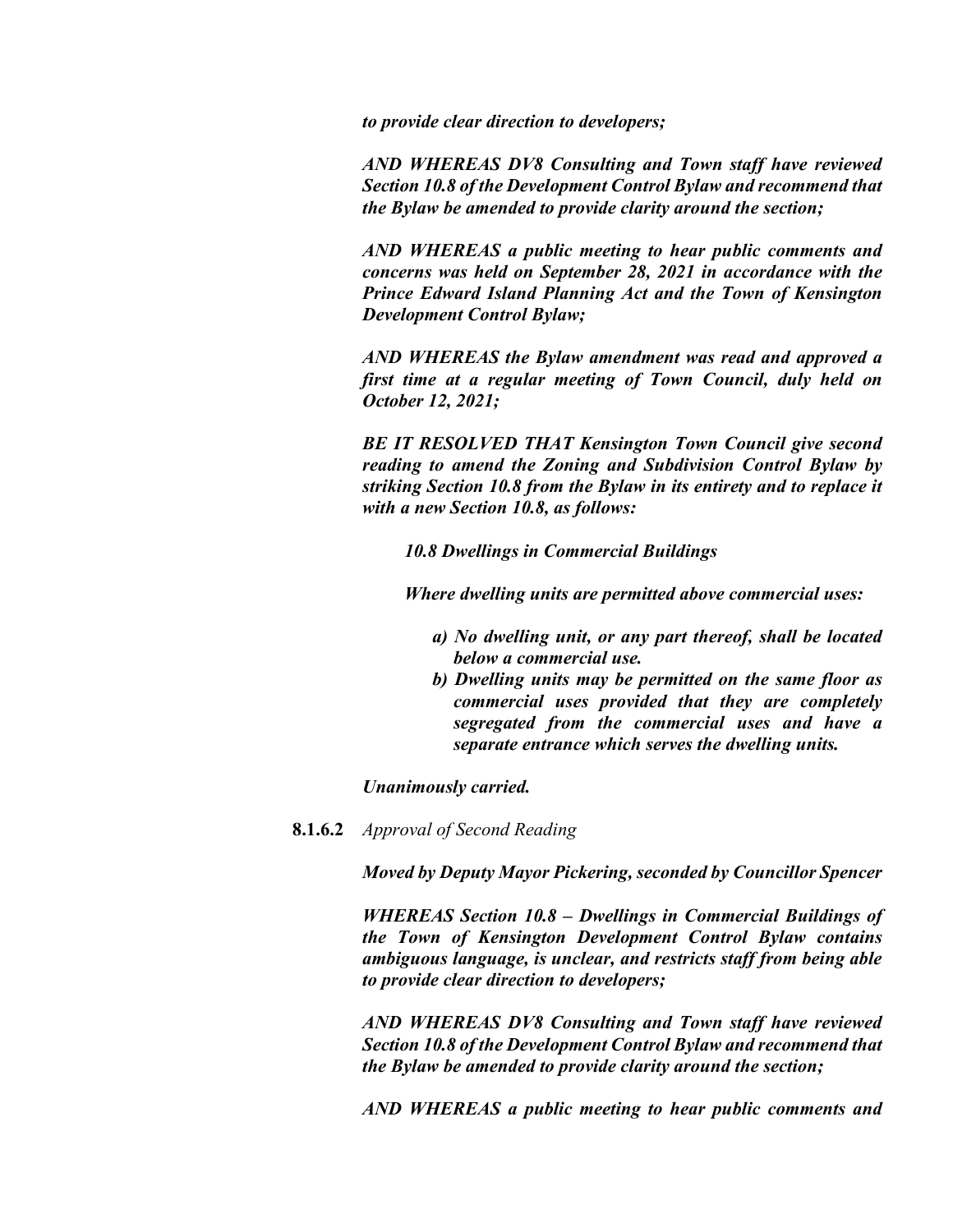***to provide clear direction to developers;***

***AND WHEREAS DV8 Consulting and Town staff have reviewed Section 10.8 of the Development Control Bylaw and recommend that the Bylaw be amended to provide clarity around the section;***

***AND WHEREAS a public meeting to hear public comments and concerns was held on September 28, 2021 in accordance with the Prince Edward Island Planning Act and the Town of Kensington Development Control Bylaw;***

***AND WHEREAS the Bylaw amendment was read and approved a first time at a regular meeting of Town Council, duly held on October 12, 2021;***

***BE IT RESOLVED THAT Kensington Town Council give second reading to amend the Zoning and Subdivision Control Bylaw by striking Section 10.8 from the Bylaw in its entirety and to replace it with a new Section 10.8, as follows:***

***10.8 Dwellings in Commercial Buildings***

***Where dwelling units are permitted above commercial uses:***

***a) No dwelling unit, or any part thereof, shall be located below a commercial use.***
***b) Dwelling units may be permitted on the same floor as commercial uses provided that they are completely segregated from the commercial uses and have a separate entrance which serves the dwelling units.***

***Unanimously carried.***

**8.1.6.2** *Approval of Second Reading*

***Moved by Deputy Mayor Pickering, seconded by Councillor Spencer***

***WHEREAS Section 10.8 – Dwellings in Commercial Buildings of the Town of Kensington Development Control Bylaw contains ambiguous language, is unclear, and restricts staff from being able to provide clear direction to developers;***

***AND WHEREAS DV8 Consulting and Town staff have reviewed Section 10.8 of the Development Control Bylaw and recommend that the Bylaw be amended to provide clarity around the section;***

***AND WHEREAS a public meeting to hear public comments and***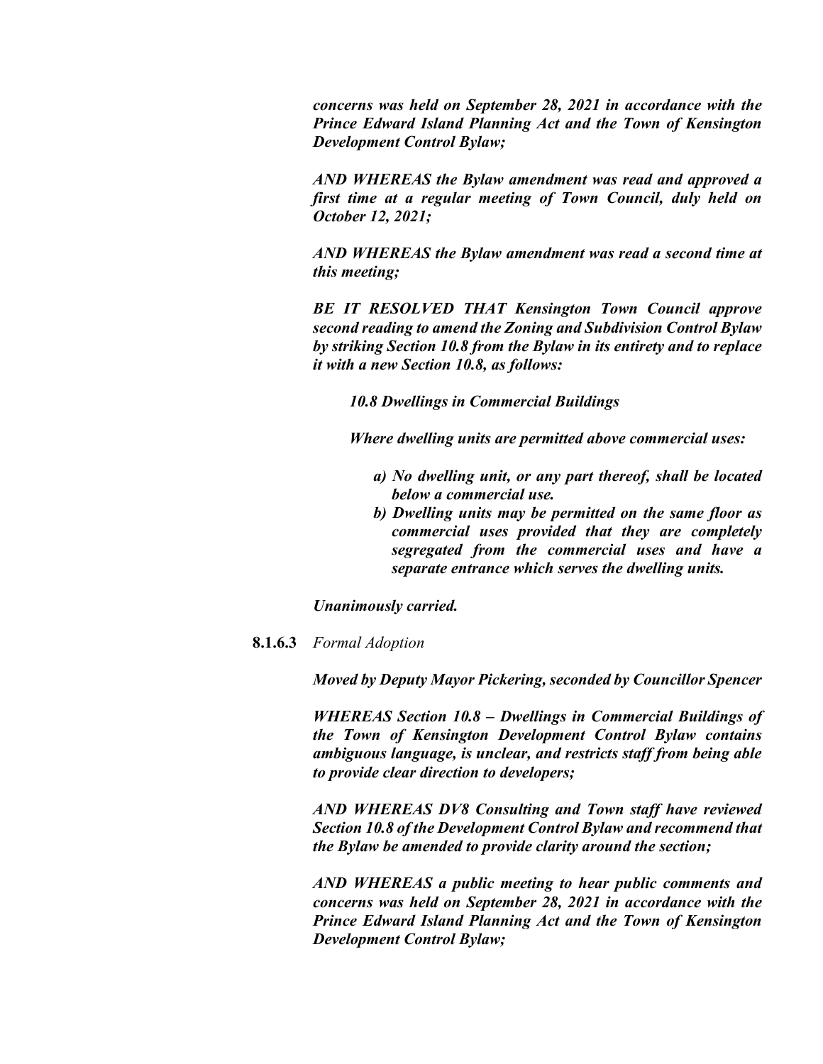***concerns was held on September 28, 2021 in accordance with the Prince Edward Island Planning Act and the Town of Kensington Development Control Bylaw;***

***AND WHEREAS the Bylaw amendment was read and approved a first time at a regular meeting of Town Council, duly held on October 12, 2021;***

***AND WHEREAS the Bylaw amendment was read a second time at this meeting;***

***BE IT RESOLVED THAT Kensington Town Council approve second reading to amend the Zoning and Subdivision Control Bylaw by striking Section 10.8 from the Bylaw in its entirety and to replace it with a new Section 10.8, as follows:***

> ***10.8 Dwellings in Commercial Buildings***
>
> ***Where dwelling units are permitted above commercial uses:***
>
> ***a) No dwelling unit, or any part thereof, shall be located below a commercial use.***
>
> ***b) Dwelling units may be permitted on the same floor as commercial uses provided that they are completely segregated from the commercial uses and have a separate entrance which serves the dwelling units.***

***Unanimously carried.***

**8.1.6.3** *Formal Adoption*

***Moved by Deputy Mayor Pickering, seconded by Councillor Spencer***

***WHEREAS Section 10.8 – Dwellings in Commercial Buildings of the Town of Kensington Development Control Bylaw contains ambiguous language, is unclear, and restricts staff from being able to provide clear direction to developers;***

***AND WHEREAS DV8 Consulting and Town staff have reviewed Section 10.8 of the Development Control Bylaw and recommend that the Bylaw be amended to provide clarity around the section;***

***AND WHEREAS a public meeting to hear public comments and concerns was held on September 28, 2021 in accordance with the Prince Edward Island Planning Act and the Town of Kensington Development Control Bylaw;***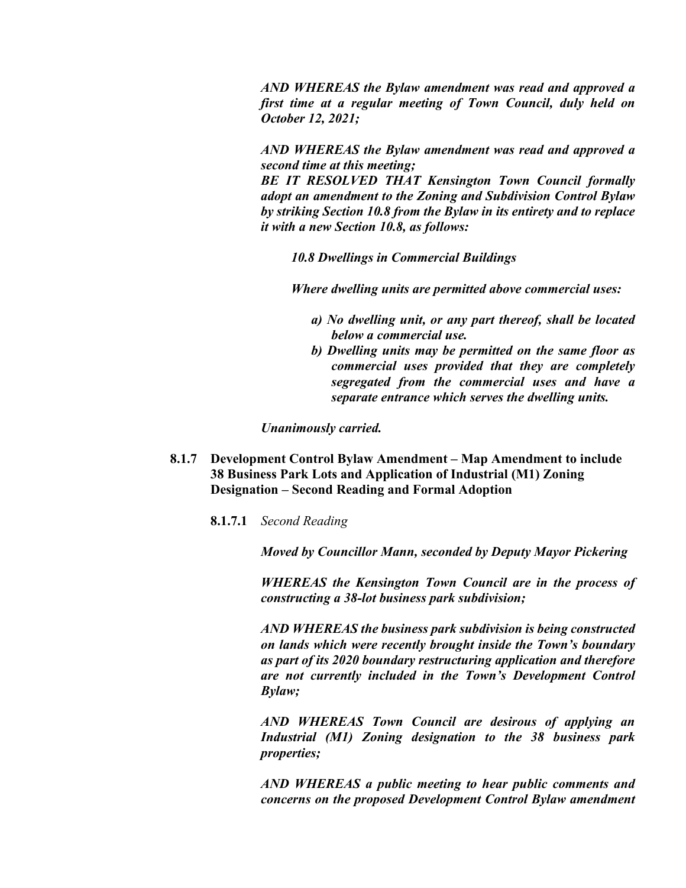***AND WHEREAS the Bylaw amendment was read and approved a first time at a regular meeting of Town Council, duly held on October 12, 2021;***

***AND WHEREAS the Bylaw amendment was read and approved a second time at this meeting;***
***BE IT RESOLVED THAT Kensington Town Council formally adopt an amendment to the Zoning and Subdivision Control Bylaw by striking Section 10.8 from the Bylaw in its entirety and to replace it with a new Section 10.8, as follows:***

***10.8 Dwellings in Commercial Buildings***

***Where dwelling units are permitted above commercial uses:***

- ***a) No dwelling unit, or any part thereof, shall be located below a commercial use.***
- ***b) Dwelling units may be permitted on the same floor as commercial uses provided that they are completely segregated from the commercial uses and have a separate entrance which serves the dwelling units.***

***Unanimously carried.***

**8.1.7 Development Control Bylaw Amendment – Map Amendment to include 38 Business Park Lots and Application of Industrial (M1) Zoning Designation – Second Reading and Formal Adoption**

**8.1.7.1** *Second Reading*

***Moved by Councillor Mann, seconded by Deputy Mayor Pickering***

***WHEREAS the Kensington Town Council are in the process of constructing a 38-lot business park subdivision;***

***AND WHEREAS the business park subdivision is being constructed on lands which were recently brought inside the Town's boundary as part of its 2020 boundary restructuring application and therefore are not currently included in the Town's Development Control Bylaw;***

***AND WHEREAS Town Council are desirous of applying an Industrial (M1) Zoning designation to the 38 business park properties;***

***AND WHEREAS a public meeting to hear public comments and concerns on the proposed Development Control Bylaw amendment***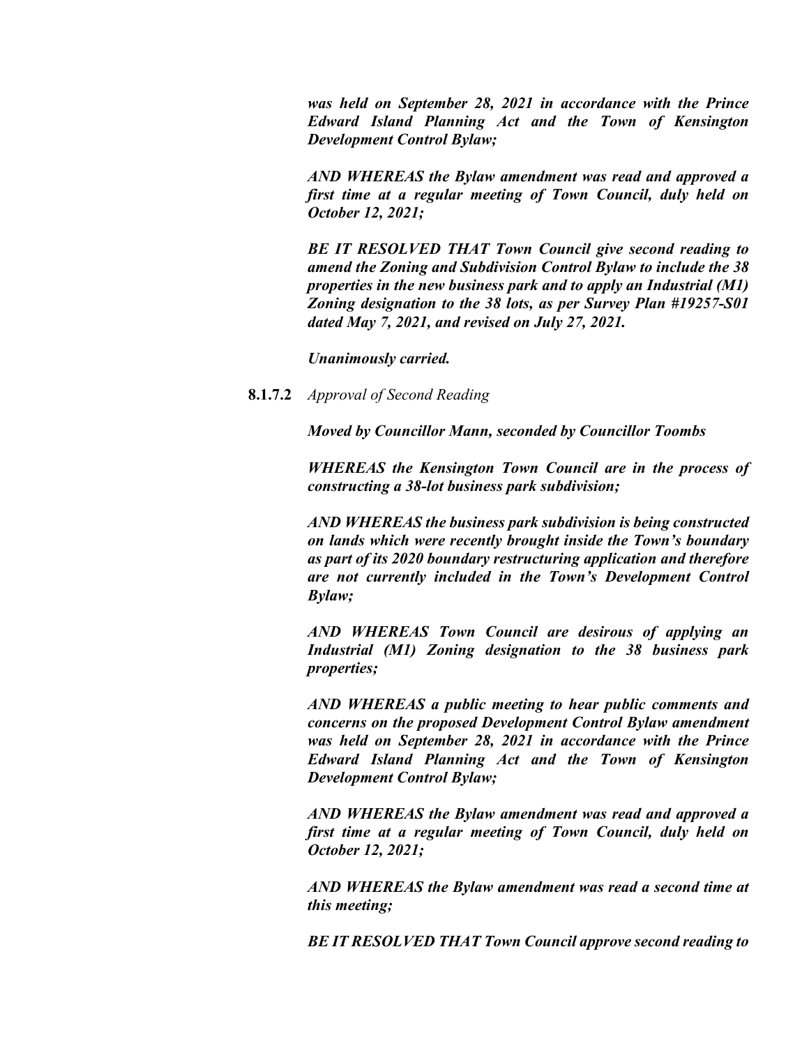***was held on September 28, 2021 in accordance with the Prince Edward Island Planning Act and the Town of Kensington Development Control Bylaw;***

***AND WHEREAS the Bylaw amendment was read and approved a first time at a regular meeting of Town Council, duly held on October 12, 2021;***

***BE IT RESOLVED THAT Town Council give second reading to amend the Zoning and Subdivision Control Bylaw to include the 38 properties in the new business park and to apply an Industrial (M1) Zoning designation to the 38 lots, as per Survey Plan #19257-S01 dated May 7, 2021, and revised on July 27, 2021.***

***Unanimously carried.***

**8.1.7.2** *Approval of Second Reading*

***Moved by Councillor Mann, seconded by Councillor Toombs***

***WHEREAS the Kensington Town Council are in the process of constructing a 38-lot business park subdivision;***

***AND WHEREAS the business park subdivision is being constructed on lands which were recently brought inside the Town's boundary as part of its 2020 boundary restructuring application and therefore are not currently included in the Town's Development Control Bylaw;***

***AND WHEREAS Town Council are desirous of applying an Industrial (M1) Zoning designation to the 38 business park properties;***

***AND WHEREAS a public meeting to hear public comments and concerns on the proposed Development Control Bylaw amendment was held on September 28, 2021 in accordance with the Prince Edward Island Planning Act and the Town of Kensington Development Control Bylaw;***

***AND WHEREAS the Bylaw amendment was read and approved a first time at a regular meeting of Town Council, duly held on October 12, 2021;***

***AND WHEREAS the Bylaw amendment was read a second time at this meeting;***

***BE IT RESOLVED THAT Town Council approve second reading to***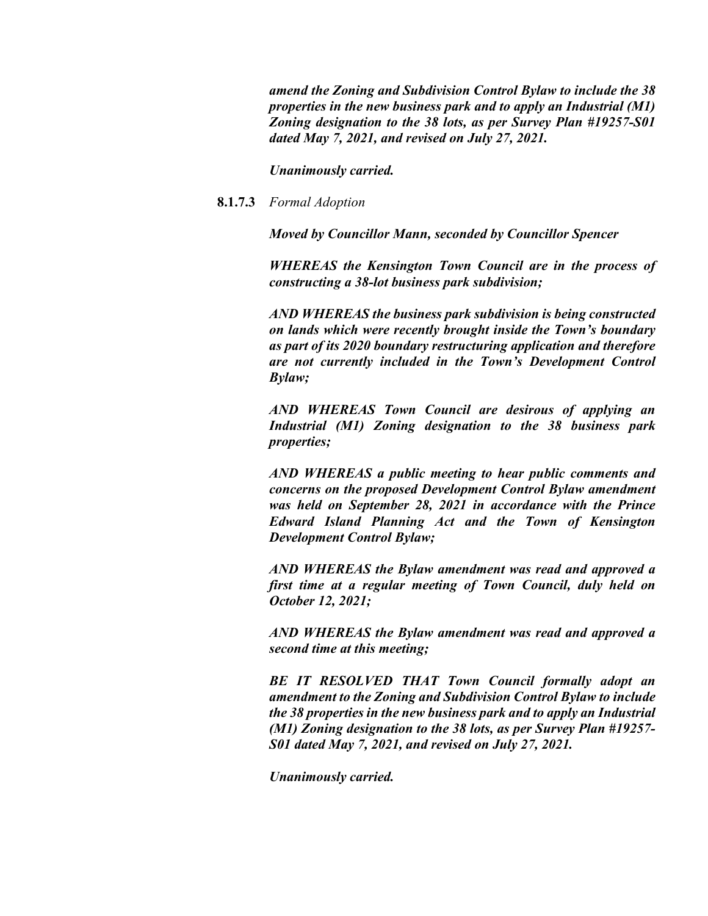***amend the Zoning and Subdivision Control Bylaw to include the 38 properties in the new business park and to apply an Industrial (M1) Zoning designation to the 38 lots, as per Survey Plan #19257-S01 dated May 7, 2021, and revised on July 27, 2021.***

***Unanimously carried.***

**8.1.7.3** *Formal Adoption*

***Moved by Councillor Mann, seconded by Councillor Spencer***

***WHEREAS the Kensington Town Council are in the process of constructing a 38-lot business park subdivision;***

***AND WHEREAS the business park subdivision is being constructed on lands which were recently brought inside the Town's boundary as part of its 2020 boundary restructuring application and therefore are not currently included in the Town's Development Control Bylaw;***

***AND WHEREAS Town Council are desirous of applying an Industrial (M1) Zoning designation to the 38 business park properties;***

***AND WHEREAS a public meeting to hear public comments and concerns on the proposed Development Control Bylaw amendment was held on September 28, 2021 in accordance with the Prince Edward Island Planning Act and the Town of Kensington Development Control Bylaw;***

***AND WHEREAS the Bylaw amendment was read and approved a first time at a regular meeting of Town Council, duly held on October 12, 2021;***

***AND WHEREAS the Bylaw amendment was read and approved a second time at this meeting;***

***BE IT RESOLVED THAT Town Council formally adopt an amendment to the Zoning and Subdivision Control Bylaw to include the 38 properties in the new business park and to apply an Industrial (M1) Zoning designation to the 38 lots, as per Survey Plan #19257-S01 dated May 7, 2021, and revised on July 27, 2021.***

***Unanimously carried.***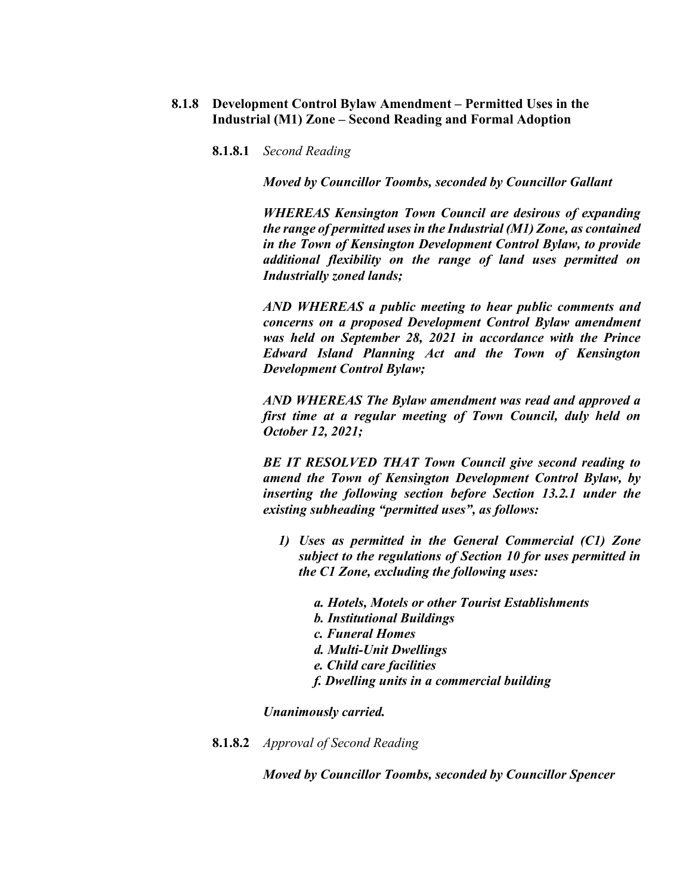**8.1.8 Development Control Bylaw Amendment – Permitted Uses in the Industrial (M1) Zone – Second Reading and Formal Adoption**

**8.1.8.1** *Second Reading*

***Moved by Councillor Toombs, seconded by Councillor Gallant***

***WHEREAS Kensington Town Council are desirous of expanding the range of permitted uses in the Industrial (M1) Zone, as contained in the Town of Kensington Development Control Bylaw, to provide additional flexibility on the range of land uses permitted on Industrially zoned lands;***

***AND WHEREAS a public meeting to hear public comments and concerns on a proposed Development Control Bylaw amendment was held on September 28, 2021 in accordance with the Prince Edward Island Planning Act and the Town of Kensington Development Control Bylaw;***

***AND WHEREAS The Bylaw amendment was read and approved a first time at a regular meeting of Town Council, duly held on October 12, 2021;***

***BE IT RESOLVED THAT Town Council give second reading to amend the Town of Kensington Development Control Bylaw, by inserting the following section before Section 13.2.1 under the existing subheading "permitted uses", as follows:***

1) ***Uses as permitted in the General Commercial (C1) Zone subject to the regulations of Section 10 for uses permitted in the C1 Zone, excluding the following uses:***

    ***a. Hotels, Motels or other Tourist Establishments***
    ***b. Institutional Buildings***
    ***c. Funeral Homes***
    ***d. Multi-Unit Dwellings***
    ***e. Child care facilities***
    ***f. Dwelling units in a commercial building***

***Unanimously carried.***

**8.1.8.2** *Approval of Second Reading*

***Moved by Councillor Toombs, seconded by Councillor Spencer***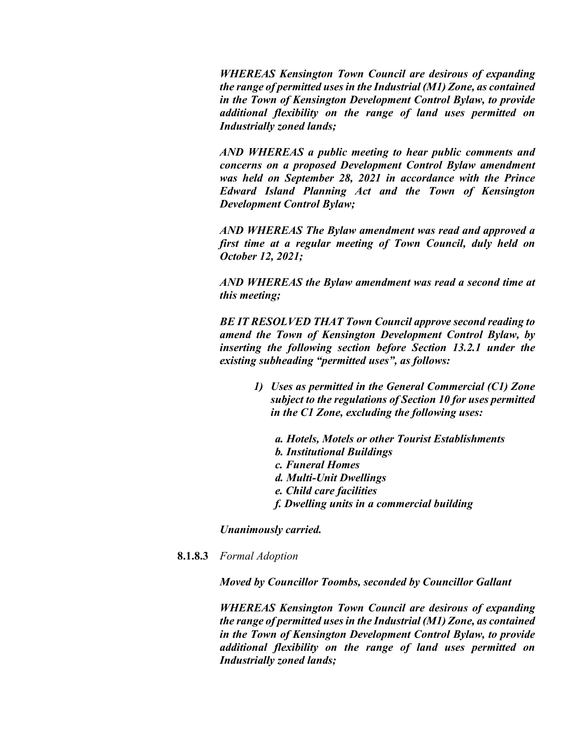***WHEREAS Kensington Town Council are desirous of expanding the range of permitted uses in the Industrial (M1) Zone, as contained in the Town of Kensington Development Control Bylaw, to provide additional flexibility on the range of land uses permitted on Industrially zoned lands;***

***AND WHEREAS a public meeting to hear public comments and concerns on a proposed Development Control Bylaw amendment was held on September 28, 2021 in accordance with the Prince Edward Island Planning Act and the Town of Kensington Development Control Bylaw;***

***AND WHEREAS The Bylaw amendment was read and approved a first time at a regular meeting of Town Council, duly held on October 12, 2021;***

***AND WHEREAS the Bylaw amendment was read a second time at this meeting;***

***BE IT RESOLVED THAT Town Council approve second reading to amend the Town of Kensington Development Control Bylaw, by inserting the following section before Section 13.2.1 under the existing subheading "permitted uses", as follows:***

1) ***Uses as permitted in the General Commercial (C1) Zone subject to the regulations of Section 10 for uses permitted in the C1 Zone, excluding the following uses:***

    ***a. Hotels, Motels or other Tourist Establishments***
    ***b. Institutional Buildings***
    ***c. Funeral Homes***
    ***d. Multi-Unit Dwellings***
    ***e. Child care facilities***
    ***f. Dwelling units in a commercial building***

***Unanimously carried.***

**8.1.8.3** *Formal Adoption*

***Moved by Councillor Toombs, seconded by Councillor Gallant***

***WHEREAS Kensington Town Council are desirous of expanding the range of permitted uses in the Industrial (M1) Zone, as contained in the Town of Kensington Development Control Bylaw, to provide additional flexibility on the range of land uses permitted on Industrially zoned lands;***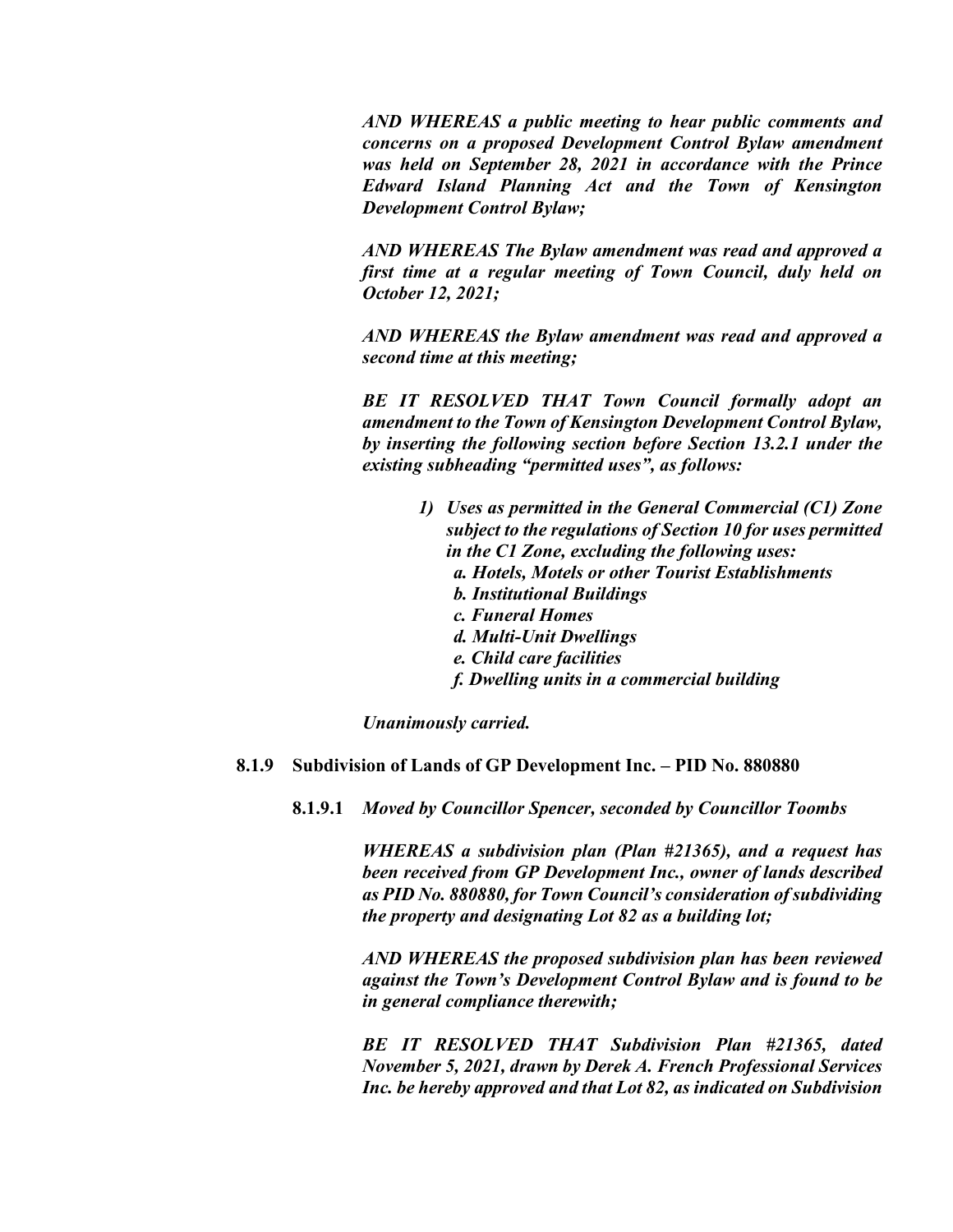*AND WHEREAS a public meeting to hear public comments and concerns on a proposed Development Control Bylaw amendment was held on September 28, 2021 in accordance with the Prince Edward Island Planning Act and the Town of Kensington Development Control Bylaw;*

*AND WHEREAS The Bylaw amendment was read and approved a first time at a regular meeting of Town Council, duly held on October 12, 2021;*

*AND WHEREAS the Bylaw amendment was read and approved a second time at this meeting;*

***BE IT RESOLVED THAT** Town Council formally adopt an amendment to the Town of Kensington Development Control Bylaw, by inserting the following section before Section 13.2.1 under the existing subheading "permitted uses", as follows:*

1) *Uses as permitted in the General Commercial (C1) Zone subject to the regulations of Section 10 for uses permitted in the C1 Zone, excluding the following uses:*
   - *a. Hotels, Motels or other Tourist Establishments*
   - *b. Institutional Buildings*
   - *c. Funeral Homes*
   - *d. Multi-Unit Dwellings*
   - *e. Child care facilities*
   - *f. Dwelling units in a commercial building*

*Unanimously carried.*

### 8.1.9 Subdivision of Lands of GP Development Inc. – PID No. 880880

**8.1.9.1** *Moved by Councillor Spencer, seconded by Councillor Toombs*

*WHEREAS a subdivision plan (Plan #21365), and a request has been received from GP Development Inc., owner of lands described as PID No. 880880, for Town Council's consideration of subdividing the property and designating Lot 82 as a building lot;*

*AND WHEREAS the proposed subdivision plan has been reviewed against the Town's Development Control Bylaw and is found to be in general compliance therewith;*

***BE IT RESOLVED THAT** Subdivision Plan #21365, dated November 5, 2021, drawn by Derek A. French Professional Services Inc. be hereby approved and that Lot 82, as indicated on Subdivision*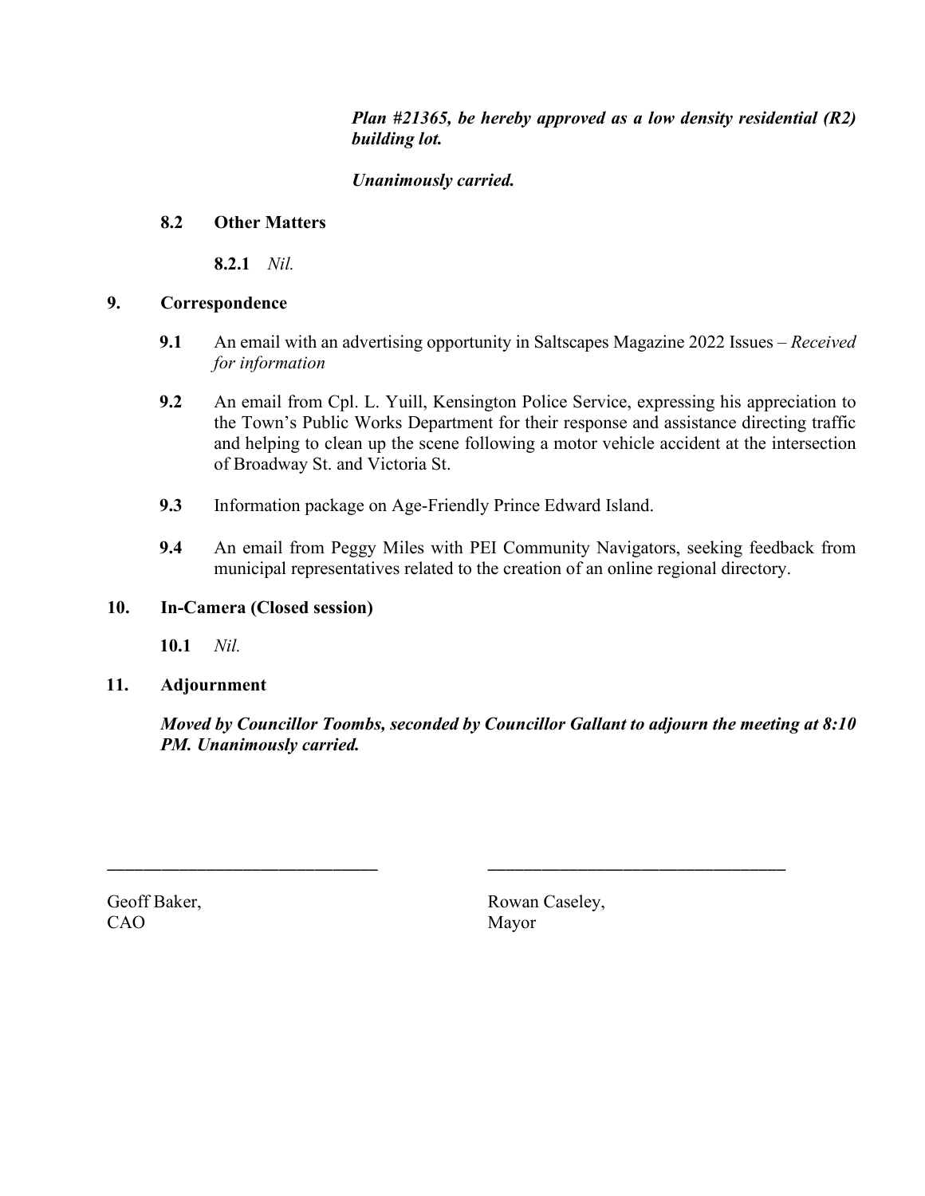***Plan #21365, be hereby approved as a low density residential (R2) building lot.***

***Unanimously carried.***

### 8.2 Other Matters

**8.2.1** *Nil.*

## 9. Correspondence

**9.1** An email with an advertising opportunity in Saltscapes Magazine 2022 Issues – *Received for information*

**9.2** An email from Cpl. L. Yuill, Kensington Police Service, expressing his appreciation to the Town's Public Works Department for their response and assistance directing traffic and helping to clean up the scene following a motor vehicle accident at the intersection of Broadway St. and Victoria St.

**9.3** Information package on Age-Friendly Prince Edward Island.

**9.4** An email from Peggy Miles with PEI Community Navigators, seeking feedback from municipal representatives related to the creation of an online regional directory.

## 10. In-Camera (Closed session)

**10.1** *Nil.*

## 11. Adjournment

***Moved by Councillor Toombs, seconded by Councillor Gallant to adjourn the meeting at 8:10 PM. Unanimously carried.***

\_\_\_\_\_\_\_\_\_\_\_\_\_\_\_\_\_\_\_\_\_\_\_\_\_\_\_\_\_\_

Geoff Baker,
CAO

\_\_\_\_\_\_\_\_\_\_\_\_\_\_\_\_\_\_\_\_\_\_\_\_\_\_\_\_\_\_

Rowan Caseley,
Mayor